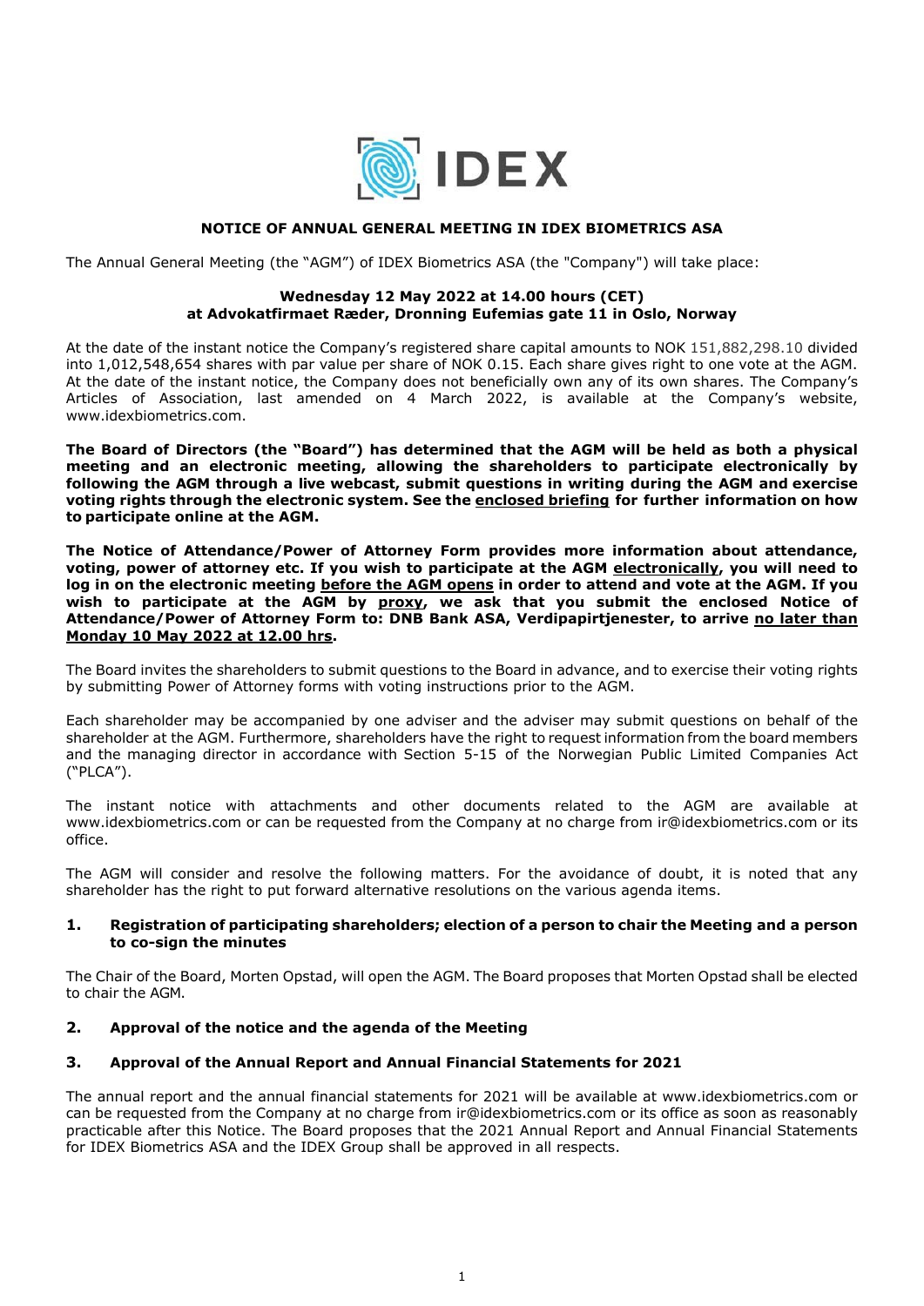**NOTICE OF ANNUAL GENERAL MEETING IN IDEX BIOMETRICS ASA**

The Annual General Meeting (the "AGM") of IDEX Biometrics ASA (the "Company") will take place:

**Wednesday 12 May 2022 at 14.00 hours (CET)**
**at Advokatfirmaet Ræder, Dronning Eufemias gate 11 in Oslo, Norway**

At the date of the instant notice the Company's registered share capital amounts to NOK 151,882,298.10 divided into 1,012,548,654 shares with par value per share of NOK 0.15. Each share gives right to one vote at the AGM. At the date of the instant notice, the Company does not beneficially own any of its own shares. The Company's Articles of Association, last amended on 4 March 2022, is available at the Company's website, www.idexbiometrics.com.

**The Board of Directors (the "Board") has determined that the AGM will be held as both a physical meeting and an electronic meeting, allowing the shareholders to participate electronically by following the AGM through a live webcast, submit questions in writing during the AGM and exercise voting rights through the electronic system. See the enclosed briefing for further information on how to participate online at the AGM.**

**The Notice of Attendance/Power of Attorney Form provides more information about attendance, voting, power of attorney etc. If you wish to participate at the AGM electronically, you will need to log in on the electronic meeting before the AGM opens in order to attend and vote at the AGM. If you wish to participate at the AGM by proxy, we ask that you submit the enclosed Notice of Attendance/Power of Attorney Form to: DNB Bank ASA, Verdipapirtjenester, to arrive no later than Monday 10 May 2022 at 12.00 hrs.**

The Board invites the shareholders to submit questions to the Board in advance, and to exercise their voting rights by submitting Power of Attorney forms with voting instructions prior to the AGM.

Each shareholder may be accompanied by one adviser and the adviser may submit questions on behalf of the shareholder at the AGM. Furthermore, shareholders have the right to request information from the board members and the managing director in accordance with Section 5-15 of the Norwegian Public Limited Companies Act ("PLCA").

The instant notice with attachments and other documents related to the AGM are available at www.idexbiometrics.com or can be requested from the Company at no charge from ir@idexbiometrics.com or its office.

The AGM will consider and resolve the following matters. For the avoidance of doubt, it is noted that any shareholder has the right to put forward alternative resolutions on the various agenda items.

### 1. Registration of participating shareholders; election of a person to chair the Meeting and a person to co-sign the minutes

The Chair of the Board, Morten Opstad, will open the AGM. The Board proposes that Morten Opstad shall be elected to chair the AGM.

### 2. Approval of the notice and the agenda of the Meeting

### 3. Approval of the Annual Report and Annual Financial Statements for 2021

The annual report and the annual financial statements for 2021 will be available at www.idexbiometrics.com or can be requested from the Company at no charge from ir@idexbiometrics.com or its office as soon as reasonably practicable after this Notice. The Board proposes that the 2021 Annual Report and Annual Financial Statements for IDEX Biometrics ASA and the IDEX Group shall be approved in all respects.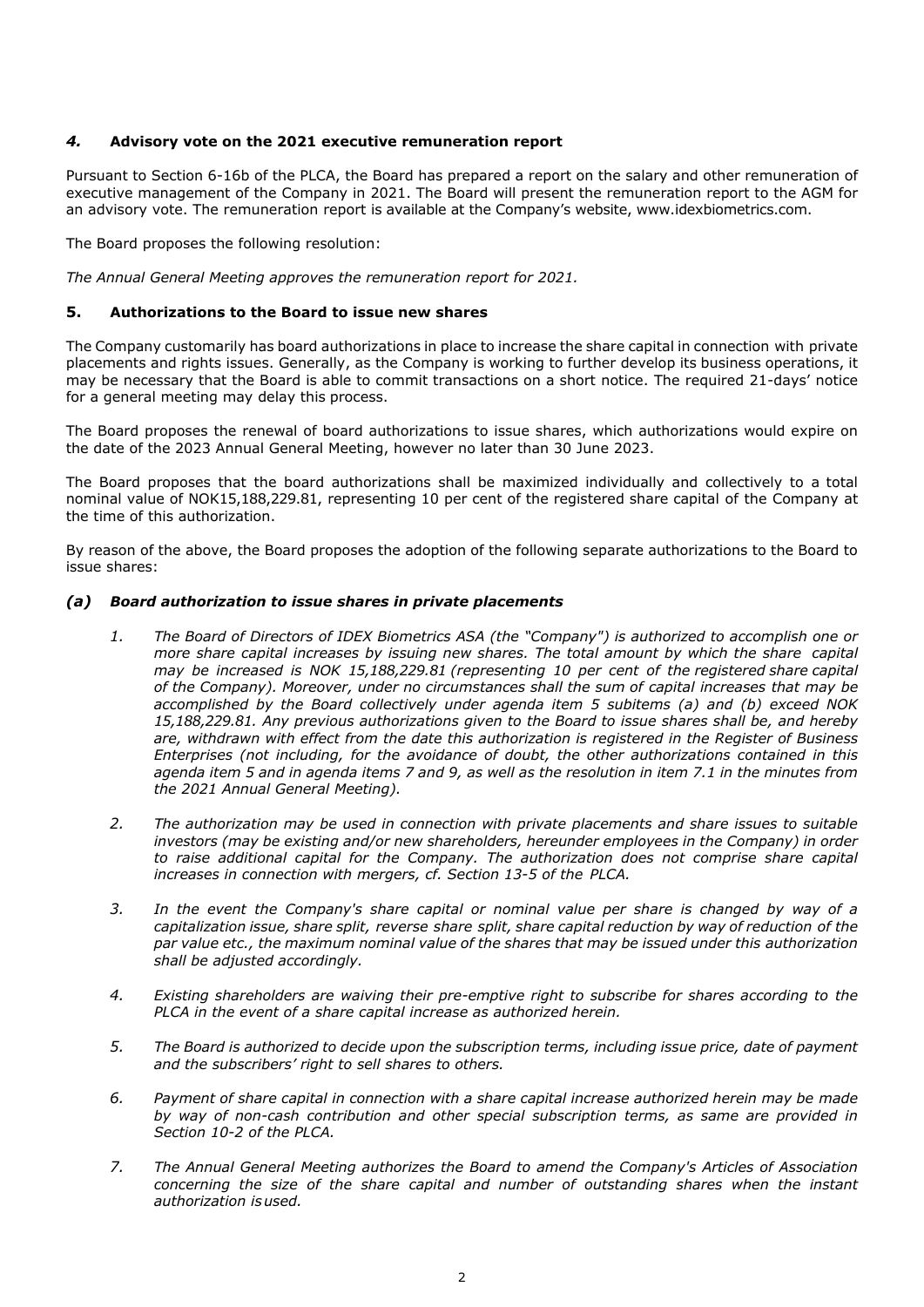## *4.* Advisory vote on the 2021 executive remuneration report

Pursuant to Section 6-16b of the PLCA, the Board has prepared a report on the salary and other remuneration of executive management of the Company in 2021. The Board will present the remuneration report to the AGM for an advisory vote. The remuneration report is available at the Company's website, www.idexbiometrics.com.

The Board proposes the following resolution:

*The Annual General Meeting approves the remuneration report for 2021.*

## 5. Authorizations to the Board to issue new shares

The Company customarily has board authorizations in place to increase the share capital in connection with private placements and rights issues. Generally, as the Company is working to further develop its business operations, it may be necessary that the Board is able to commit transactions on a short notice. The required 21-days' notice for a general meeting may delay this process.

The Board proposes the renewal of board authorizations to issue shares, which authorizations would expire on the date of the 2023 Annual General Meeting, however no later than 30 June 2023.

The Board proposes that the board authorizations shall be maximized individually and collectively to a total nominal value of NOK15,188,229.81, representing 10 per cent of the registered share capital of the Company at the time of this authorization.

By reason of the above, the Board proposes the adoption of the following separate authorizations to the Board to issue shares:

### *(a) Board authorization to issue shares in private placements*

1. *The Board of Directors of IDEX Biometrics ASA (the "Company") is authorized to accomplish one or more share capital increases by issuing new shares. The total amount by which the share capital may be increased is NOK 15,188,229.81 (representing 10 per cent of the registered share capital of the Company). Moreover, under no circumstances shall the sum of capital increases that may be accomplished by the Board collectively under agenda item 5 subitems (a) and (b) exceed NOK 15,188,229.81. Any previous authorizations given to the Board to issue shares shall be, and hereby are, withdrawn with effect from the date this authorization is registered in the Register of Business Enterprises (not including, for the avoidance of doubt, the other authorizations contained in this agenda item 5 and in agenda items 7 and 9, as well as the resolution in item 7.1 in the minutes from the 2021 Annual General Meeting).*

2. *The authorization may be used in connection with private placements and share issues to suitable investors (may be existing and/or new shareholders, hereunder employees in the Company) in order to raise additional capital for the Company. The authorization does not comprise share capital increases in connection with mergers, cf. Section 13-5 of the PLCA.*

3. *In the event the Company's share capital or nominal value per share is changed by way of a capitalization issue, share split, reverse share split, share capital reduction by way of reduction of the par value etc., the maximum nominal value of the shares that may be issued under this authorization shall be adjusted accordingly.*

4. *Existing shareholders are waiving their pre-emptive right to subscribe for shares according to the PLCA in the event of a share capital increase as authorized herein.*

5. *The Board is authorized to decide upon the subscription terms, including issue price, date of payment and the subscribers' right to sell shares to others.*

6. *Payment of share capital in connection with a share capital increase authorized herein may be made by way of non-cash contribution and other special subscription terms, as same are provided in Section 10-2 of the PLCA.*

7. *The Annual General Meeting authorizes the Board to amend the Company's Articles of Association concerning the size of the share capital and number of outstanding shares when the instant authorization is used.*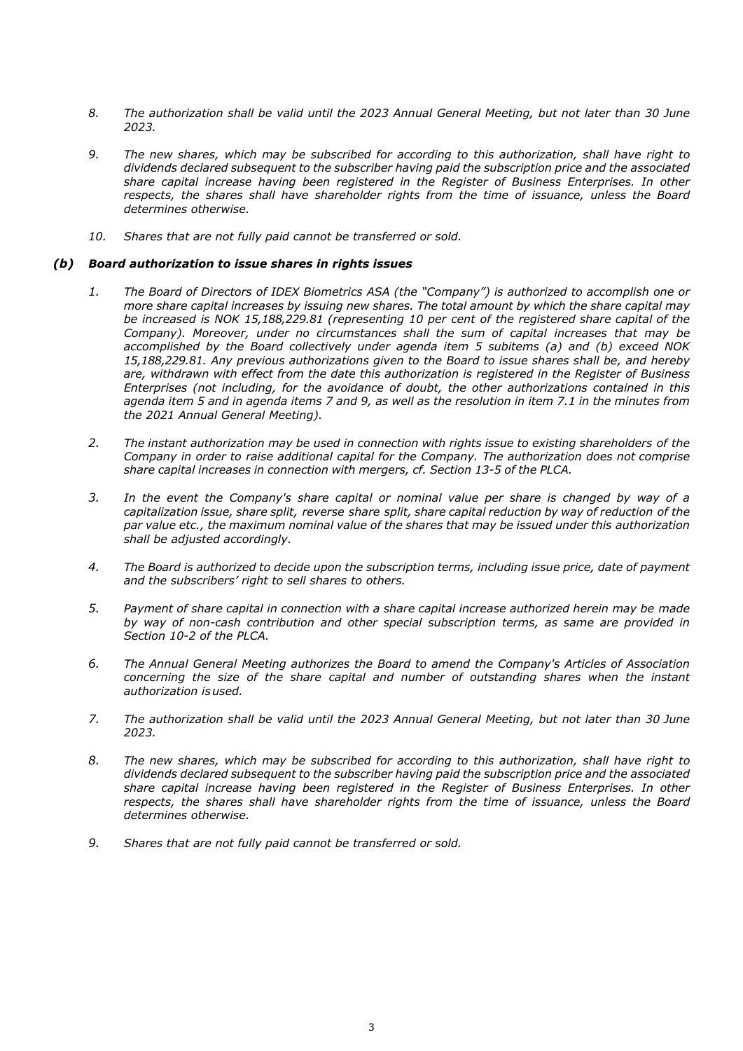8. *The authorization shall be valid until the 2023 Annual General Meeting, but not later than 30 June 2023.*

9. *The new shares, which may be subscribed for according to this authorization, shall have right to dividends declared subsequent to the subscriber having paid the subscription price and the associated share capital increase having been registered in the Register of Business Enterprises. In other respects, the shares shall have shareholder rights from the time of issuance, unless the Board determines otherwise.*

10. *Shares that are not fully paid cannot be transferred or sold.*

### *(b) Board authorization to issue shares in rights issues*

1. *The Board of Directors of IDEX Biometrics ASA (the "Company") is authorized to accomplish one or more share capital increases by issuing new shares. The total amount by which the share capital may be increased is NOK 15,188,229.81 (representing 10 per cent of the registered share capital of the Company). Moreover, under no circumstances shall the sum of capital increases that may be accomplished by the Board collectively under agenda item 5 subitems (a) and (b) exceed NOK 15,188,229.81. Any previous authorizations given to the Board to issue shares shall be, and hereby are, withdrawn with effect from the date this authorization is registered in the Register of Business Enterprises (not including, for the avoidance of doubt, the other authorizations contained in this agenda item 5 and in agenda items 7 and 9, as well as the resolution in item 7.1 in the minutes from the 2021 Annual General Meeting).*

2. *The instant authorization may be used in connection with rights issue to existing shareholders of the Company in order to raise additional capital for the Company. The authorization does not comprise share capital increases in connection with mergers, cf. Section 13-5 of the PLCA.*

3. *In the event the Company's share capital or nominal value per share is changed by way of a capitalization issue, share split, reverse share split, share capital reduction by way of reduction of the par value etc., the maximum nominal value of the shares that may be issued under this authorization shall be adjusted accordingly.*

4. *The Board is authorized to decide upon the subscription terms, including issue price, date of payment and the subscribers' right to sell shares to others.*

5. *Payment of share capital in connection with a share capital increase authorized herein may be made by way of non-cash contribution and other special subscription terms, as same are provided in Section 10-2 of the PLCA.*

6. *The Annual General Meeting authorizes the Board to amend the Company's Articles of Association concerning the size of the share capital and number of outstanding shares when the instant authorization is used.*

7. *The authorization shall be valid until the 2023 Annual General Meeting, but not later than 30 June 2023.*

8. *The new shares, which may be subscribed for according to this authorization, shall have right to dividends declared subsequent to the subscriber having paid the subscription price and the associated share capital increase having been registered in the Register of Business Enterprises. In other respects, the shares shall have shareholder rights from the time of issuance, unless the Board determines otherwise.*

9. *Shares that are not fully paid cannot be transferred or sold.*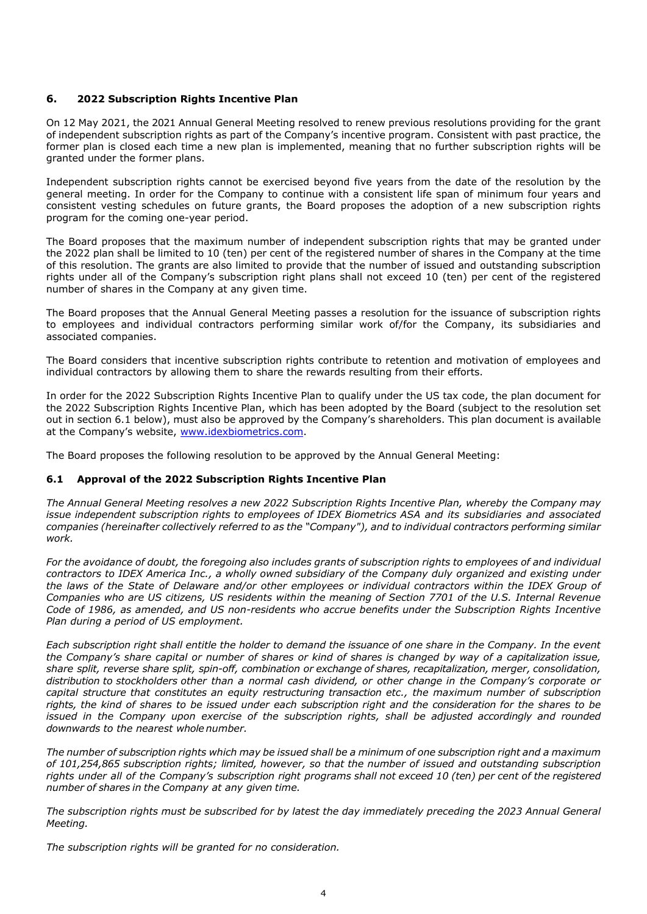## 6. 2022 Subscription Rights Incentive Plan

On 12 May 2021, the 2021 Annual General Meeting resolved to renew previous resolutions providing for the grant of independent subscription rights as part of the Company's incentive program. Consistent with past practice, the former plan is closed each time a new plan is implemented, meaning that no further subscription rights will be granted under the former plans.

Independent subscription rights cannot be exercised beyond five years from the date of the resolution by the general meeting. In order for the Company to continue with a consistent life span of minimum four years and consistent vesting schedules on future grants, the Board proposes the adoption of a new subscription rights program for the coming one-year period.

The Board proposes that the maximum number of independent subscription rights that may be granted under the 2022 plan shall be limited to 10 (ten) per cent of the registered number of shares in the Company at the time of this resolution. The grants are also limited to provide that the number of issued and outstanding subscription rights under all of the Company's subscription right plans shall not exceed 10 (ten) per cent of the registered number of shares in the Company at any given time.

The Board proposes that the Annual General Meeting passes a resolution for the issuance of subscription rights to employees and individual contractors performing similar work of/for the Company, its subsidiaries and associated companies.

The Board considers that incentive subscription rights contribute to retention and motivation of employees and individual contractors by allowing them to share the rewards resulting from their efforts.

In order for the 2022 Subscription Rights Incentive Plan to qualify under the US tax code, the plan document for the 2022 Subscription Rights Incentive Plan, which has been adopted by the Board (subject to the resolution set out in section 6.1 below), must also be approved by the Company's shareholders. This plan document is available at the Company's website, www.idexbiometrics.com.

The Board proposes the following resolution to be approved by the Annual General Meeting:

### 6.1 Approval of the 2022 Subscription Rights Incentive Plan

*The Annual General Meeting resolves a new 2022 Subscription Rights Incentive Plan, whereby the Company may issue independent subscription rights to employees of IDEX Biometrics ASA and its subsidiaries and associated companies (hereinafter collectively referred to as the "Company"), and to individual contractors performing similar work.*

*For the avoidance of doubt, the foregoing also includes grants of subscription rights to employees of and individual contractors to IDEX America Inc., a wholly owned subsidiary of the Company duly organized and existing under the laws of the State of Delaware and/or other employees or individual contractors within the IDEX Group of Companies who are US citizens, US residents within the meaning of Section 7701 of the U.S. Internal Revenue Code of 1986, as amended, and US non-residents who accrue benefits under the Subscription Rights Incentive Plan during a period of US employment.*

*Each subscription right shall entitle the holder to demand the issuance of one share in the Company. In the event the Company's share capital or number of shares or kind of shares is changed by way of a capitalization issue, share split, reverse share split, spin-off, combination or exchange of shares, recapitalization, merger, consolidation, distribution to stockholders other than a normal cash dividend, or other change in the Company's corporate or capital structure that constitutes an equity restructuring transaction etc., the maximum number of subscription rights, the kind of shares to be issued under each subscription right and the consideration for the shares to be issued in the Company upon exercise of the subscription rights, shall be adjusted accordingly and rounded downwards to the nearest whole number.*

*The number of subscription rights which may be issued shall be a minimum of one subscription right and a maximum of 101,254,865 subscription rights; limited, however, so that the number of issued and outstanding subscription rights under all of the Company's subscription right programs shall not exceed 10 (ten) per cent of the registered number of shares in the Company at any given time.*

*The subscription rights must be subscribed for by latest the day immediately preceding the 2023 Annual General Meeting.*

*The subscription rights will be granted for no consideration.*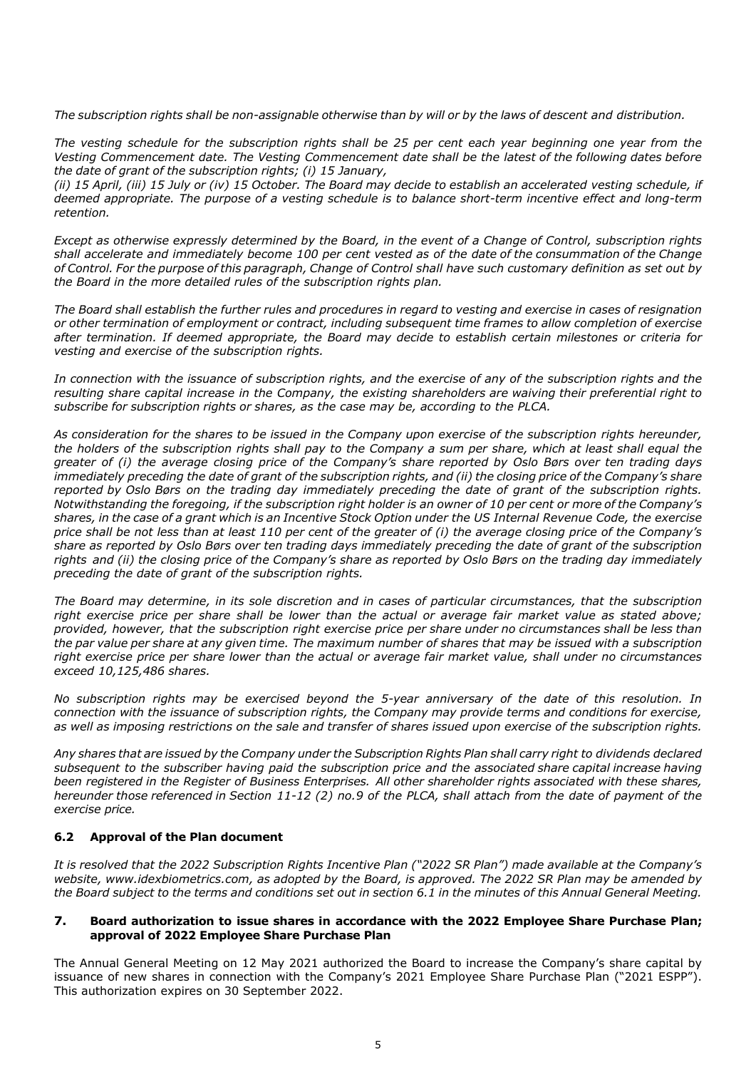*The subscription rights shall be non-assignable otherwise than by will or by the laws of descent and distribution.*

*The vesting schedule for the subscription rights shall be 25 per cent each year beginning one year from the Vesting Commencement date. The Vesting Commencement date shall be the latest of the following dates before the date of grant of the subscription rights; (i) 15 January,*
*(ii) 15 April, (iii) 15 July or (iv) 15 October. The Board may decide to establish an accelerated vesting schedule, if deemed appropriate. The purpose of a vesting schedule is to balance short-term incentive effect and long-term retention.*

*Except as otherwise expressly determined by the Board, in the event of a Change of Control, subscription rights shall accelerate and immediately become 100 per cent vested as of the date of the consummation of the Change of Control. For the purpose of this paragraph, Change of Control shall have such customary definition as set out by the Board in the more detailed rules of the subscription rights plan.*

*The Board shall establish the further rules and procedures in regard to vesting and exercise in cases of resignation or other termination of employment or contract, including subsequent time frames to allow completion of exercise after termination. If deemed appropriate, the Board may decide to establish certain milestones or criteria for vesting and exercise of the subscription rights.*

*In connection with the issuance of subscription rights, and the exercise of any of the subscription rights and the resulting share capital increase in the Company, the existing shareholders are waiving their preferential right to subscribe for subscription rights or shares, as the case may be, according to the PLCA.*

*As consideration for the shares to be issued in the Company upon exercise of the subscription rights hereunder, the holders of the subscription rights shall pay to the Company a sum per share, which at least shall equal the greater of (i) the average closing price of the Company's share reported by Oslo Børs over ten trading days immediately preceding the date of grant of the subscription rights, and (ii) the closing price of the Company's share reported by Oslo Børs on the trading day immediately preceding the date of grant of the subscription rights. Notwithstanding the foregoing, if the subscription right holder is an owner of 10 per cent or more of the Company's shares, in the case of a grant which is an Incentive Stock Option under the US Internal Revenue Code, the exercise price shall be not less than at least 110 per cent of the greater of (i) the average closing price of the Company's share as reported by Oslo Børs over ten trading days immediately preceding the date of grant of the subscription rights and (ii) the closing price of the Company's share as reported by Oslo Børs on the trading day immediately preceding the date of grant of the subscription rights.*

*The Board may determine, in its sole discretion and in cases of particular circumstances, that the subscription right exercise price per share shall be lower than the actual or average fair market value as stated above; provided, however, that the subscription right exercise price per share under no circumstances shall be less than the par value per share at any given time. The maximum number of shares that may be issued with a subscription right exercise price per share lower than the actual or average fair market value, shall under no circumstances exceed 10,125,486 shares.*

*No subscription rights may be exercised beyond the 5-year anniversary of the date of this resolution. In connection with the issuance of subscription rights, the Company may provide terms and conditions for exercise, as well as imposing restrictions on the sale and transfer of shares issued upon exercise of the subscription rights.*

*Any shares that are issued by the Company under the Subscription Rights Plan shall carry right to dividends declared subsequent to the subscriber having paid the subscription price and the associated share capital increase having been registered in the Register of Business Enterprises. All other shareholder rights associated with these shares, hereunder those referenced in Section 11-12 (2) no.9 of the PLCA, shall attach from the date of payment of the exercise price.*

### 6.2 Approval of the Plan document

*It is resolved that the 2022 Subscription Rights Incentive Plan ("2022 SR Plan") made available at the Company's website, www.idexbiometrics.com, as adopted by the Board, is approved. The 2022 SR Plan may be amended by the Board subject to the terms and conditions set out in section 6.1 in the minutes of this Annual General Meeting.*

## 7. Board authorization to issue shares in accordance with the 2022 Employee Share Purchase Plan; approval of 2022 Employee Share Purchase Plan

The Annual General Meeting on 12 May 2021 authorized the Board to increase the Company's share capital by issuance of new shares in connection with the Company's 2021 Employee Share Purchase Plan ("2021 ESPP"). This authorization expires on 30 September 2022.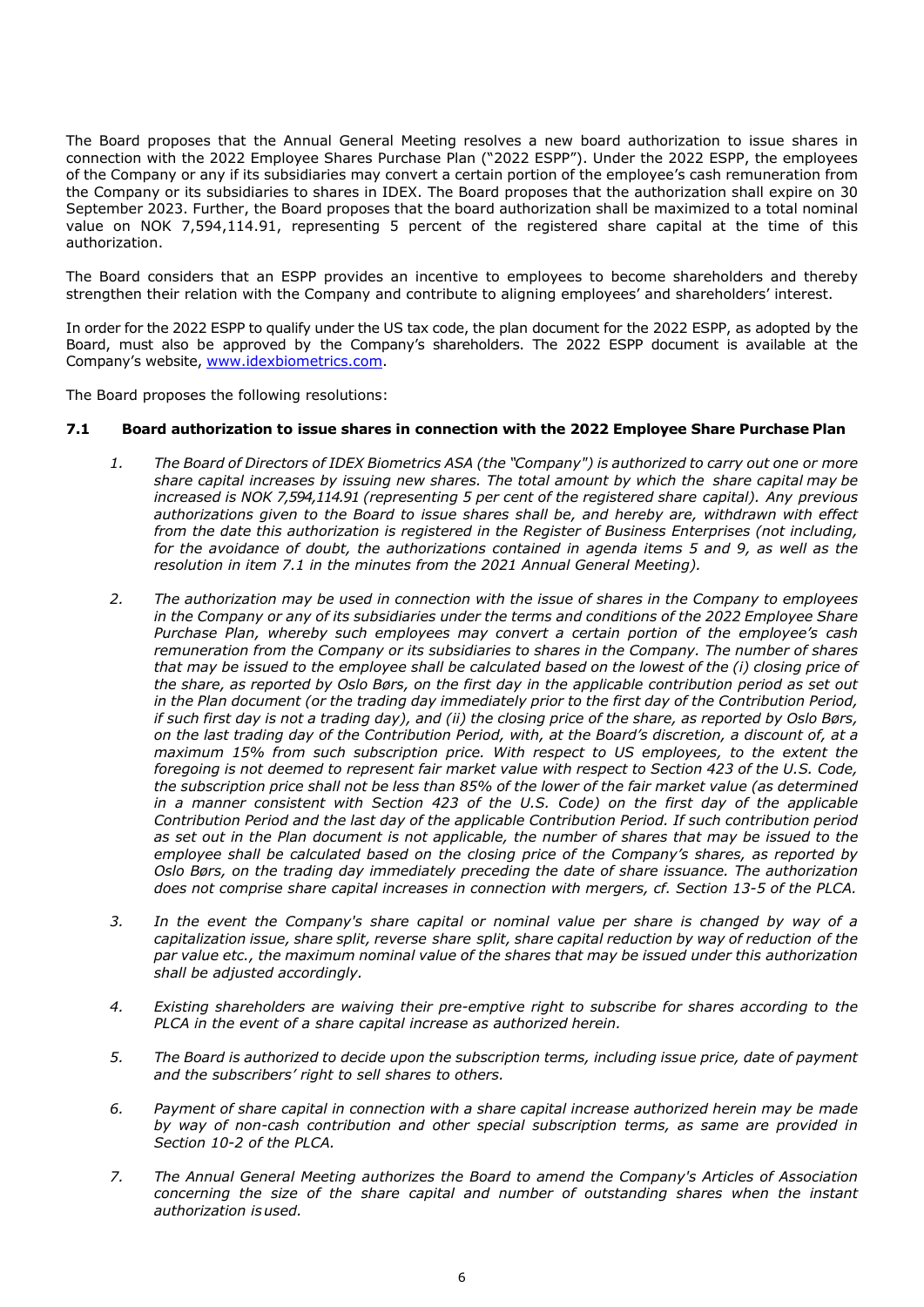The Board proposes that the Annual General Meeting resolves a new board authorization to issue shares in connection with the 2022 Employee Shares Purchase Plan ("2022 ESPP"). Under the 2022 ESPP, the employees of the Company or any if its subsidiaries may convert a certain portion of the employee's cash remuneration from the Company or its subsidiaries to shares in IDEX. The Board proposes that the authorization shall expire on 30 September 2023. Further, the Board proposes that the board authorization shall be maximized to a total nominal value on NOK 7,594,114.91, representing 5 percent of the registered share capital at the time of this authorization.

The Board considers that an ESPP provides an incentive to employees to become shareholders and thereby strengthen their relation with the Company and contribute to aligning employees' and shareholders' interest.

In order for the 2022 ESPP to qualify under the US tax code, the plan document for the 2022 ESPP, as adopted by the Board, must also be approved by the Company's shareholders. The 2022 ESPP document is available at the Company's website, www.idexbiometrics.com.

The Board proposes the following resolutions:

### 7.1 Board authorization to issue shares in connection with the 2022 Employee Share Purchase Plan

1. *The Board of Directors of IDEX Biometrics ASA (the "Company") is authorized to carry out one or more share capital increases by issuing new shares. The total amount by which the share capital may be increased is NOK 7,594,114.91 (representing 5 per cent of the registered share capital). Any previous authorizations given to the Board to issue shares shall be, and hereby are, withdrawn with effect from the date this authorization is registered in the Register of Business Enterprises (not including, for the avoidance of doubt, the authorizations contained in agenda items 5 and 9, as well as the resolution in item 7.1 in the minutes from the 2021 Annual General Meeting).*

2. *The authorization may be used in connection with the issue of shares in the Company to employees in the Company or any of its subsidiaries under the terms and conditions of the 2022 Employee Share Purchase Plan, whereby such employees may convert a certain portion of the employee's cash remuneration from the Company or its subsidiaries to shares in the Company. The number of shares that may be issued to the employee shall be calculated based on the lowest of the (i) closing price of the share, as reported by Oslo Børs, on the first day in the applicable contribution period as set out in the Plan document (or the trading day immediately prior to the first day of the Contribution Period, if such first day is not a trading day), and (ii) the closing price of the share, as reported by Oslo Børs, on the last trading day of the Contribution Period, with, at the Board's discretion, a discount of, at a maximum 15% from such subscription price. With respect to US employees, to the extent the foregoing is not deemed to represent fair market value with respect to Section 423 of the U.S. Code, the subscription price shall not be less than 85% of the lower of the fair market value (as determined in a manner consistent with Section 423 of the U.S. Code) on the first day of the applicable Contribution Period and the last day of the applicable Contribution Period. If such contribution period as set out in the Plan document is not applicable, the number of shares that may be issued to the employee shall be calculated based on the closing price of the Company's shares, as reported by Oslo Børs, on the trading day immediately preceding the date of share issuance. The authorization does not comprise share capital increases in connection with mergers, cf. Section 13-5 of the PLCA.*

3. *In the event the Company's share capital or nominal value per share is changed by way of a capitalization issue, share split, reverse share split, share capital reduction by way of reduction of the par value etc., the maximum nominal value of the shares that may be issued under this authorization shall be adjusted accordingly.*

4. *Existing shareholders are waiving their pre-emptive right to subscribe for shares according to the PLCA in the event of a share capital increase as authorized herein.*

5. *The Board is authorized to decide upon the subscription terms, including issue price, date of payment and the subscribers' right to sell shares to others.*

6. *Payment of share capital in connection with a share capital increase authorized herein may be made by way of non-cash contribution and other special subscription terms, as same are provided in Section 10-2 of the PLCA.*

7. *The Annual General Meeting authorizes the Board to amend the Company's Articles of Association concerning the size of the share capital and number of outstanding shares when the instant authorization is used.*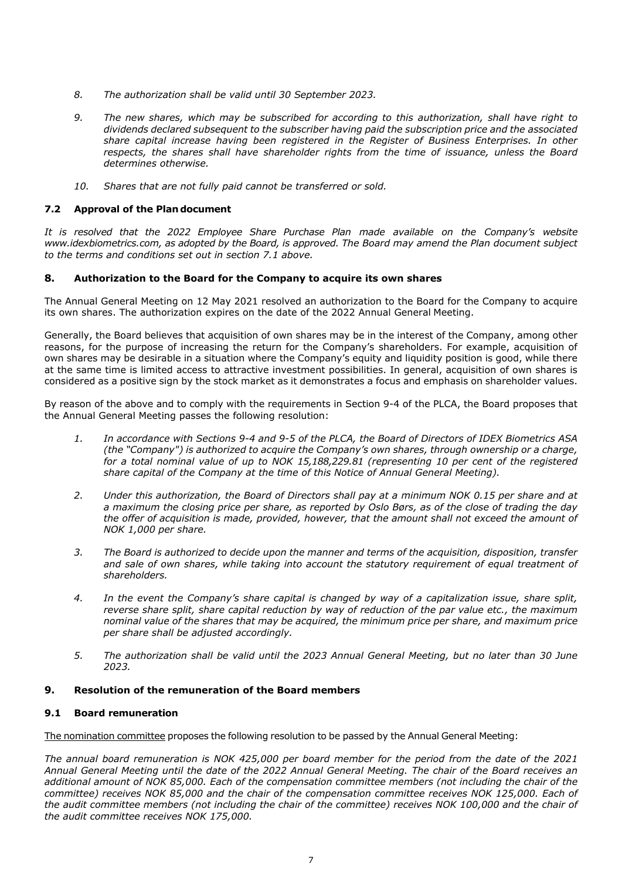8. *The authorization shall be valid until 30 September 2023.*

9. *The new shares, which may be subscribed for according to this authorization, shall have right to dividends declared subsequent to the subscriber having paid the subscription price and the associated share capital increase having been registered in the Register of Business Enterprises. In other respects, the shares shall have shareholder rights from the time of issuance, unless the Board determines otherwise.*

10. *Shares that are not fully paid cannot be transferred or sold.*

### 7.2 Approval of the Plan document

*It is resolved that the 2022 Employee Share Purchase Plan made available on the Company's website www.idexbiometrics.com, as adopted by the Board, is approved. The Board may amend the Plan document subject to the terms and conditions set out in section 7.1 above.*

## 8. Authorization to the Board for the Company to acquire its own shares

The Annual General Meeting on 12 May 2021 resolved an authorization to the Board for the Company to acquire its own shares. The authorization expires on the date of the 2022 Annual General Meeting.

Generally, the Board believes that acquisition of own shares may be in the interest of the Company, among other reasons, for the purpose of increasing the return for the Company's shareholders. For example, acquisition of own shares may be desirable in a situation where the Company's equity and liquidity position is good, while there at the same time is limited access to attractive investment possibilities. In general, acquisition of own shares is considered as a positive sign by the stock market as it demonstrates a focus and emphasis on shareholder values.

By reason of the above and to comply with the requirements in Section 9-4 of the PLCA, the Board proposes that the Annual General Meeting passes the following resolution:

1. *In accordance with Sections 9-4 and 9-5 of the PLCA, the Board of Directors of IDEX Biometrics ASA (the "Company") is authorized to acquire the Company's own shares, through ownership or a charge, for a total nominal value of up to NOK 15,188,229.81 (representing 10 per cent of the registered share capital of the Company at the time of this Notice of Annual General Meeting).*

2. *Under this authorization, the Board of Directors shall pay at a minimum NOK 0.15 per share and at a maximum the closing price per share, as reported by Oslo Børs, as of the close of trading the day the offer of acquisition is made, provided, however, that the amount shall not exceed the amount of NOK 1,000 per share.*

3. *The Board is authorized to decide upon the manner and terms of the acquisition, disposition, transfer and sale of own shares, while taking into account the statutory requirement of equal treatment of shareholders.*

4. *In the event the Company's share capital is changed by way of a capitalization issue, share split, reverse share split, share capital reduction by way of reduction of the par value etc., the maximum nominal value of the shares that may be acquired, the minimum price per share, and maximum price per share shall be adjusted accordingly.*

5. *The authorization shall be valid until the 2023 Annual General Meeting, but no later than 30 June 2023.*

## 9. Resolution of the remuneration of the Board members

### 9.1 Board remuneration

The nomination committee proposes the following resolution to be passed by the Annual General Meeting:

*The annual board remuneration is NOK 425,000 per board member for the period from the date of the 2021 Annual General Meeting until the date of the 2022 Annual General Meeting. The chair of the Board receives an additional amount of NOK 85,000. Each of the compensation committee members (not including the chair of the committee) receives NOK 85,000 and the chair of the compensation committee receives NOK 125,000. Each of the audit committee members (not including the chair of the committee) receives NOK 100,000 and the chair of the audit committee receives NOK 175,000.*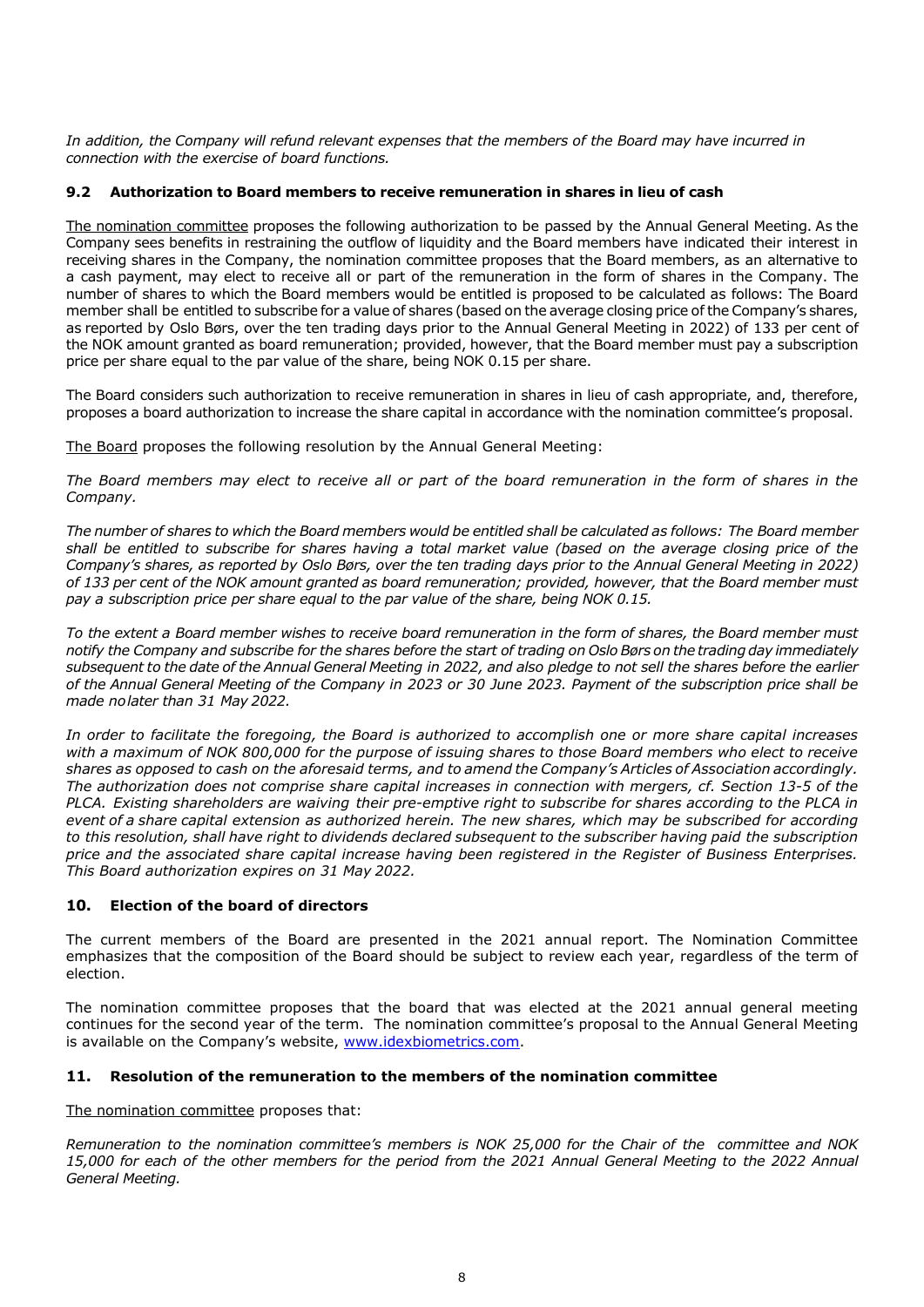*In addition, the Company will refund relevant expenses that the members of the Board may have incurred in connection with the exercise of board functions.*

### 9.2 Authorization to Board members to receive remuneration in shares in lieu of cash

The nomination committee proposes the following authorization to be passed by the Annual General Meeting. As the Company sees benefits in restraining the outflow of liquidity and the Board members have indicated their interest in receiving shares in the Company, the nomination committee proposes that the Board members, as an alternative to a cash payment, may elect to receive all or part of the remuneration in the form of shares in the Company. The number of shares to which the Board members would be entitled is proposed to be calculated as follows: The Board member shall be entitled to subscribe for a value of shares (based on the average closing price of the Company's shares, as reported by Oslo Børs, over the ten trading days prior to the Annual General Meeting in 2022) of 133 per cent of the NOK amount granted as board remuneration; provided, however, that the Board member must pay a subscription price per share equal to the par value of the share, being NOK 0.15 per share.

The Board considers such authorization to receive remuneration in shares in lieu of cash appropriate, and, therefore, proposes a board authorization to increase the share capital in accordance with the nomination committee's proposal.

The Board proposes the following resolution by the Annual General Meeting:

*The Board members may elect to receive all or part of the board remuneration in the form of shares in the Company.*

*The number of shares to which the Board members would be entitled shall be calculated as follows: The Board member shall be entitled to subscribe for shares having a total market value (based on the average closing price of the Company's shares, as reported by Oslo Børs, over the ten trading days prior to the Annual General Meeting in 2022) of 133 per cent of the NOK amount granted as board remuneration; provided, however, that the Board member must pay a subscription price per share equal to the par value of the share, being NOK 0.15.*

*To the extent a Board member wishes to receive board remuneration in the form of shares, the Board member must notify the Company and subscribe for the shares before the start of trading on Oslo Børs on the trading day immediately subsequent to the date of the Annual General Meeting in 2022, and also pledge to not sell the shares before the earlier of the Annual General Meeting of the Company in 2023 or 30 June 2023. Payment of the subscription price shall be made no later than 31 May 2022.*

*In order to facilitate the foregoing, the Board is authorized to accomplish one or more share capital increases with a maximum of NOK 800,000 for the purpose of issuing shares to those Board members who elect to receive shares as opposed to cash on the aforesaid terms, and to amend the Company's Articles of Association accordingly. The authorization does not comprise share capital increases in connection with mergers, cf. Section 13-5 of the PLCA. Existing shareholders are waiving their pre-emptive right to subscribe for shares according to the PLCA in event of a share capital extension as authorized herein. The new shares, which may be subscribed for according to this resolution, shall have right to dividends declared subsequent to the subscriber having paid the subscription price and the associated share capital increase having been registered in the Register of Business Enterprises. This Board authorization expires on 31 May 2022.*

## 10. Election of the board of directors

The current members of the Board are presented in the 2021 annual report. The Nomination Committee emphasizes that the composition of the Board should be subject to review each year, regardless of the term of election.

The nomination committee proposes that the board that was elected at the 2021 annual general meeting continues for the second year of the term. The nomination committee's proposal to the Annual General Meeting is available on the Company's website, www.idexbiometrics.com.

## 11. Resolution of the remuneration to the members of the nomination committee

The nomination committee proposes that:

*Remuneration to the nomination committee's members is NOK 25,000 for the Chair of the committee and NOK 15,000 for each of the other members for the period from the 2021 Annual General Meeting to the 2022 Annual General Meeting.*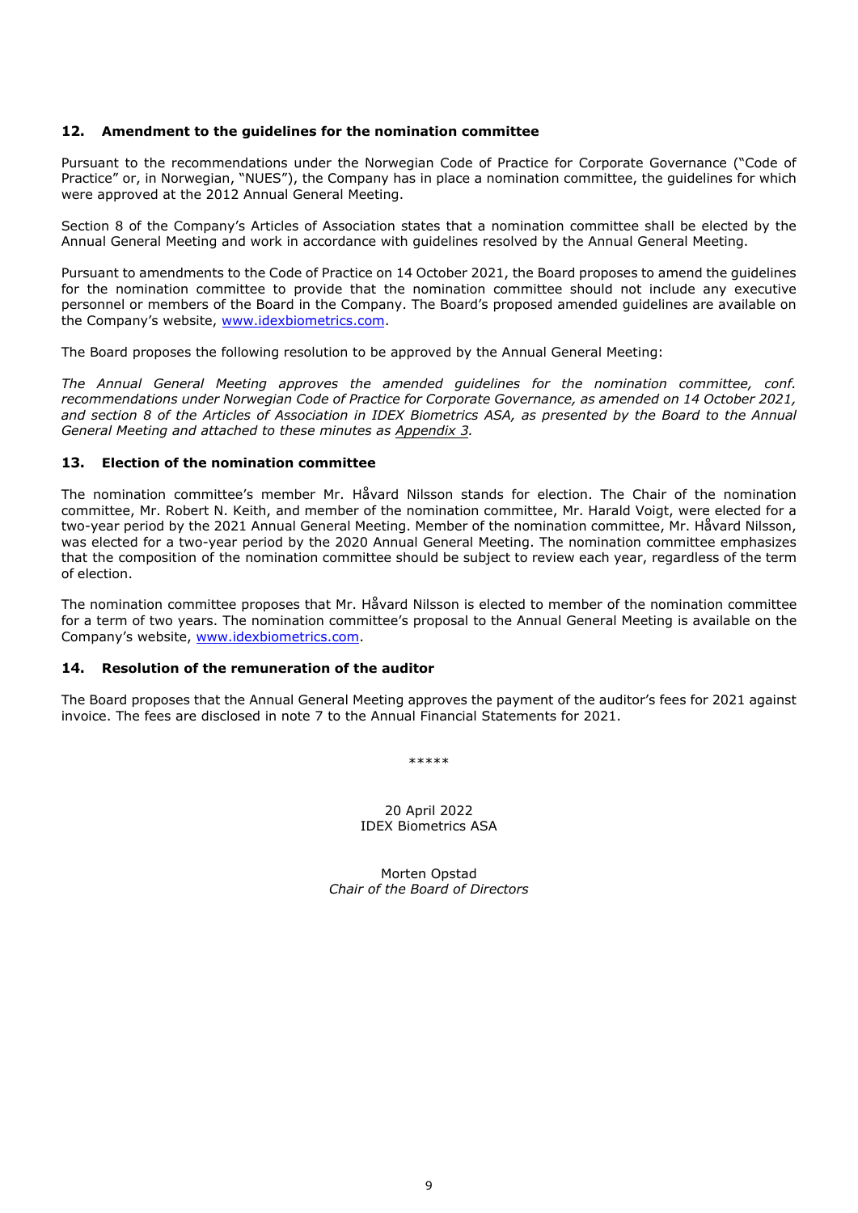## 12. Amendment to the guidelines for the nomination committee

Pursuant to the recommendations under the Norwegian Code of Practice for Corporate Governance ("Code of Practice" or, in Norwegian, "NUES"), the Company has in place a nomination committee, the guidelines for which were approved at the 2012 Annual General Meeting.

Section 8 of the Company's Articles of Association states that a nomination committee shall be elected by the Annual General Meeting and work in accordance with guidelines resolved by the Annual General Meeting.

Pursuant to amendments to the Code of Practice on 14 October 2021, the Board proposes to amend the guidelines for the nomination committee to provide that the nomination committee should not include any executive personnel or members of the Board in the Company. The Board's proposed amended guidelines are available on the Company's website, www.idexbiometrics.com.

The Board proposes the following resolution to be approved by the Annual General Meeting:

*The Annual General Meeting approves the amended guidelines for the nomination committee, conf. recommendations under Norwegian Code of Practice for Corporate Governance, as amended on 14 October 2021, and section 8 of the Articles of Association in IDEX Biometrics ASA, as presented by the Board to the Annual General Meeting and attached to these minutes as Appendix 3.*

## 13. Election of the nomination committee

The nomination committee's member Mr. Håvard Nilsson stands for election. The Chair of the nomination committee, Mr. Robert N. Keith, and member of the nomination committee, Mr. Harald Voigt, were elected for a two-year period by the 2021 Annual General Meeting. Member of the nomination committee, Mr. Håvard Nilsson, was elected for a two-year period by the 2020 Annual General Meeting. The nomination committee emphasizes that the composition of the nomination committee should be subject to review each year, regardless of the term of election.

The nomination committee proposes that Mr. Håvard Nilsson is elected to member of the nomination committee for a term of two years. The nomination committee's proposal to the Annual General Meeting is available on the Company's website, www.idexbiometrics.com.

## 14. Resolution of the remuneration of the auditor

The Board proposes that the Annual General Meeting approves the payment of the auditor's fees for 2021 against invoice. The fees are disclosed in note 7 to the Annual Financial Statements for 2021.

*****

20 April 2022
IDEX Biometrics ASA

Morten Opstad
*Chair of the Board of Directors*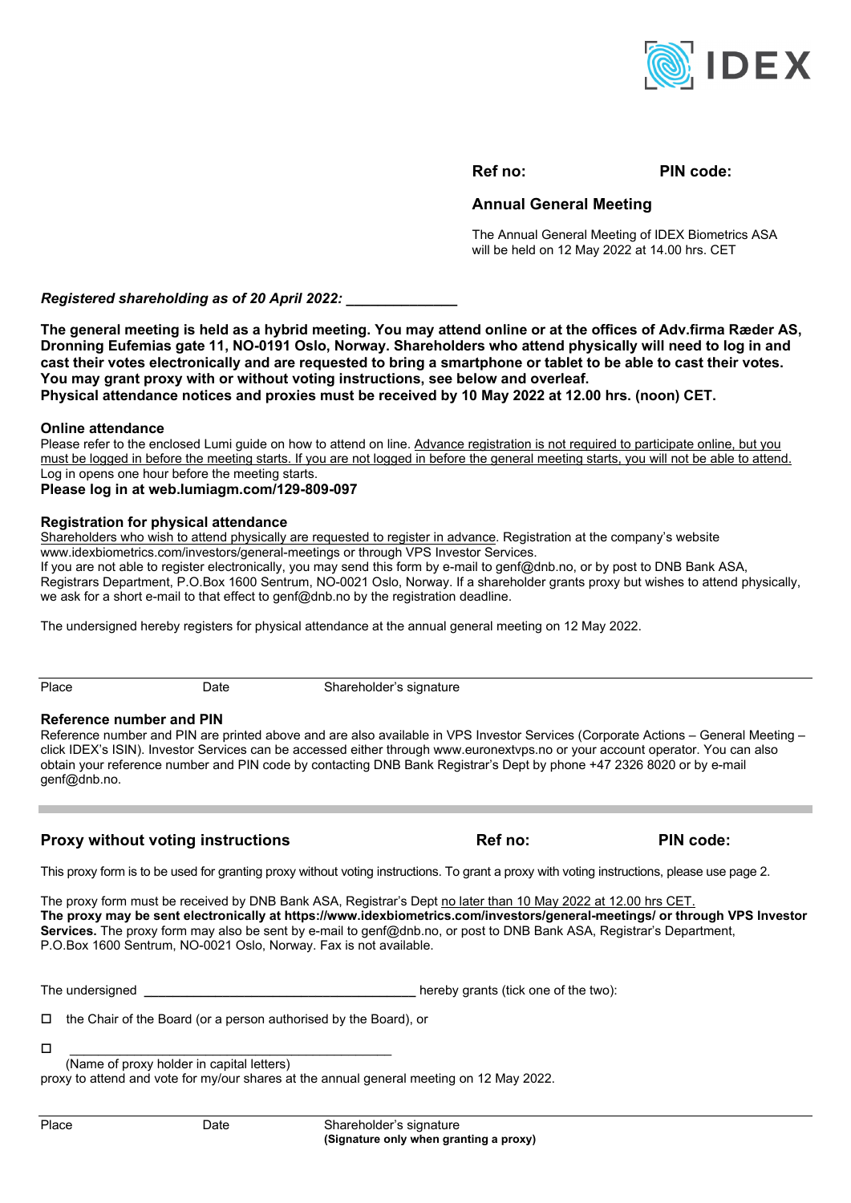**Ref no:** **PIN code:**

## Annual General Meeting

The Annual General Meeting of IDEX Biometrics ASA will be held on 12 May 2022 at 14.00 hrs. CET

***Registered shareholding as of 20 April 2022: ______________***

**The general meeting is held as a hybrid meeting. You may attend online or at the offices of Adv.firma Ræder AS, Dronning Eufemias gate 11, NO-0191 Oslo, Norway. Shareholders who attend physically will need to log in and cast their votes electronically and are requested to bring a smartphone or tablet to be able to cast their votes. You may grant proxy with or without voting instructions, see below and overleaf.**
**Physical attendance notices and proxies must be received by 10 May 2022 at 12.00 hrs. (noon) CET.**

### Online attendance

Please refer to the enclosed Lumi guide on how to attend on line. Advance registration is not required to participate online, but you must be logged in before the meeting starts. If you are not logged in before the general meeting starts, you will not be able to attend. Log in opens one hour before the meeting starts.
**Please log in at web.lumiagm.com/129-809-097**

### Registration for physical attendance

Shareholders who wish to attend physically are requested to register in advance. Registration at the company's website www.idexbiometrics.com/investors/general-meetings or through VPS Investor Services.
If you are not able to register electronically, you may send this form by e-mail to genf@dnb.no, or by post to DNB Bank ASA, Registrars Department, P.O.Box 1600 Sentrum, NO-0021 Oslo, Norway. If a shareholder grants proxy but wishes to attend physically, we ask for a short e-mail to that effect to genf@dnb.no by the registration deadline.

The undersigned hereby registers for physical attendance at the annual general meeting on 12 May 2022.

Place Date Shareholder's signature

### Reference number and PIN

Reference number and PIN are printed above and are also available in VPS Investor Services (Corporate Actions – General Meeting – click IDEX's ISIN). Investor Services can be accessed either through www.euronextvps.no or your account operator. You can also obtain your reference number and PIN code by contacting DNB Bank Registrar's Dept by phone +47 2326 8020 or by e-mail genf@dnb.no.

---

## Proxy without voting instructions

**Ref no:** **PIN code:**

This proxy form is to be used for granting proxy without voting instructions. To grant a proxy with voting instructions, please use page 2.

The proxy form must be received by DNB Bank ASA, Registrar's Dept no later than 10 May 2022 at 12.00 hrs CET.
**The proxy may be sent electronically at https://www.idexbiometrics.com/investors/general-meetings/ or through VPS Investor Services.** The proxy form may also be sent by e-mail to genf@dnb.no, or post to DNB Bank ASA, Registrar's Department, P.O.Box 1600 Sentrum, NO-0021 Oslo, Norway. Fax is not available.

The undersigned ______________________________________ hereby grants (tick one of the two):

☐ the Chair of the Board (or a person authorised by the Board), or

☐ ______________________________________
(Name of proxy holder in capital letters)

proxy to attend and vote for my/our shares at the annual general meeting on 12 May 2022.

Place Date Shareholder's signature
**(Signature only when granting a proxy)**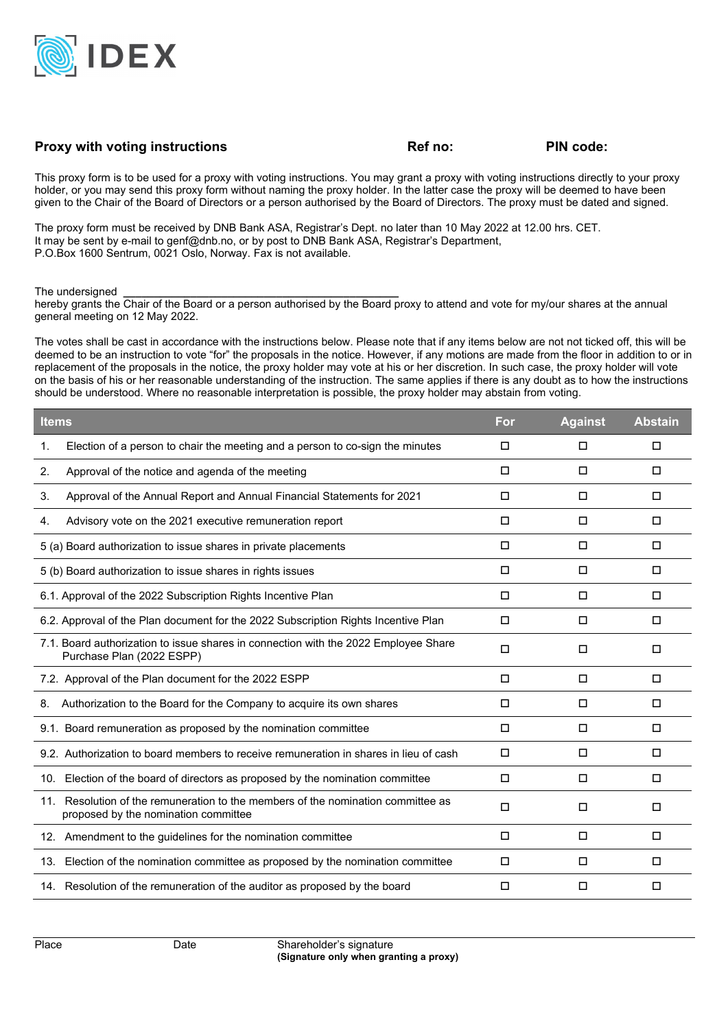IDEX

## Proxy with voting instructions

**Ref no:** **PIN code:**

This proxy form is to be used for a proxy with voting instructions. You may grant a proxy with voting instructions directly to your proxy holder, or you may send this proxy form without naming the proxy holder. In the latter case the proxy will be deemed to have been given to the Chair of the Board of Directors or a person authorised by the Board of Directors. The proxy must be dated and signed.

The proxy form must be received by DNB Bank ASA, Registrar's Dept. no later than 10 May 2022 at 12.00 hrs. CET.
It may be sent by e-mail to genf@dnb.no, or by post to DNB Bank ASA, Registrar's Department, P.O.Box 1600 Sentrum, 0021 Oslo, Norway. Fax is not available.

The undersigned _____________________________________________
hereby grants the Chair of the Board or a person authorised by the Board proxy to attend and vote for my/our shares at the annual general meeting on 12 May 2022.

The votes shall be cast in accordance with the instructions below. Please note that if any items below are not not ticked off, this will be deemed to be an instruction to vote "for" the proposals in the notice. However, if any motions are made from the floor in addition to or in replacement of the proposals in the notice, the proxy holder may vote at his or her discretion. In such case, the proxy holder will vote on the basis of his or her reasonable understanding of the instruction. The same applies if there is any doubt as to how the instructions should be understood. Where no reasonable interpretation is possible, the proxy holder may abstain from voting.

| Items | For | Against | Abstain |
|---|---|---|---|
| 1. Election of a person to chair the meeting and a person to co-sign the minutes | ☐ | ☐ | ☐ |
| 2. Approval of the notice and agenda of the meeting | ☐ | ☐ | ☐ |
| 3. Approval of the Annual Report and Annual Financial Statements for 2021 | ☐ | ☐ | ☐ |
| 4. Advisory vote on the 2021 executive remuneration report | ☐ | ☐ | ☐ |
| 5 (a) Board authorization to issue shares in private placements | ☐ | ☐ | ☐ |
| 5 (b) Board authorization to issue shares in rights issues | ☐ | ☐ | ☐ |
| 6.1. Approval of the 2022 Subscription Rights Incentive Plan | ☐ | ☐ | ☐ |
| 6.2. Approval of the Plan document for the 2022 Subscription Rights Incentive Plan | ☐ | ☐ | ☐ |
| 7.1. Board authorization to issue shares in connection with the 2022 Employee Share Purchase Plan (2022 ESPP) | ☐ | ☐ | ☐ |
| 7.2. Approval of the Plan document for the 2022 ESPP | ☐ | ☐ | ☐ |
| 8. Authorization to the Board for the Company to acquire its own shares | ☐ | ☐ | ☐ |
| 9.1. Board remuneration as proposed by the nomination committee | ☐ | ☐ | ☐ |
| 9.2. Authorization to board members to receive remuneration in shares in lieu of cash | ☐ | ☐ | ☐ |
| 10. Election of the board of directors as proposed by the nomination committee | ☐ | ☐ | ☐ |
| 11. Resolution of the remuneration to the members of the nomination committee as proposed by the nomination committee | ☐ | ☐ | ☐ |
| 12. Amendment to the guidelines for the nomination committee | ☐ | ☐ | ☐ |
| 13. Election of the nomination committee as proposed by the nomination committee | ☐ | ☐ | ☐ |
| 14. Resolution of the remuneration of the auditor as proposed by the board | ☐ | ☐ | ☐ |

Place                Date                Shareholder's signature
**(Signature only when granting a proxy)**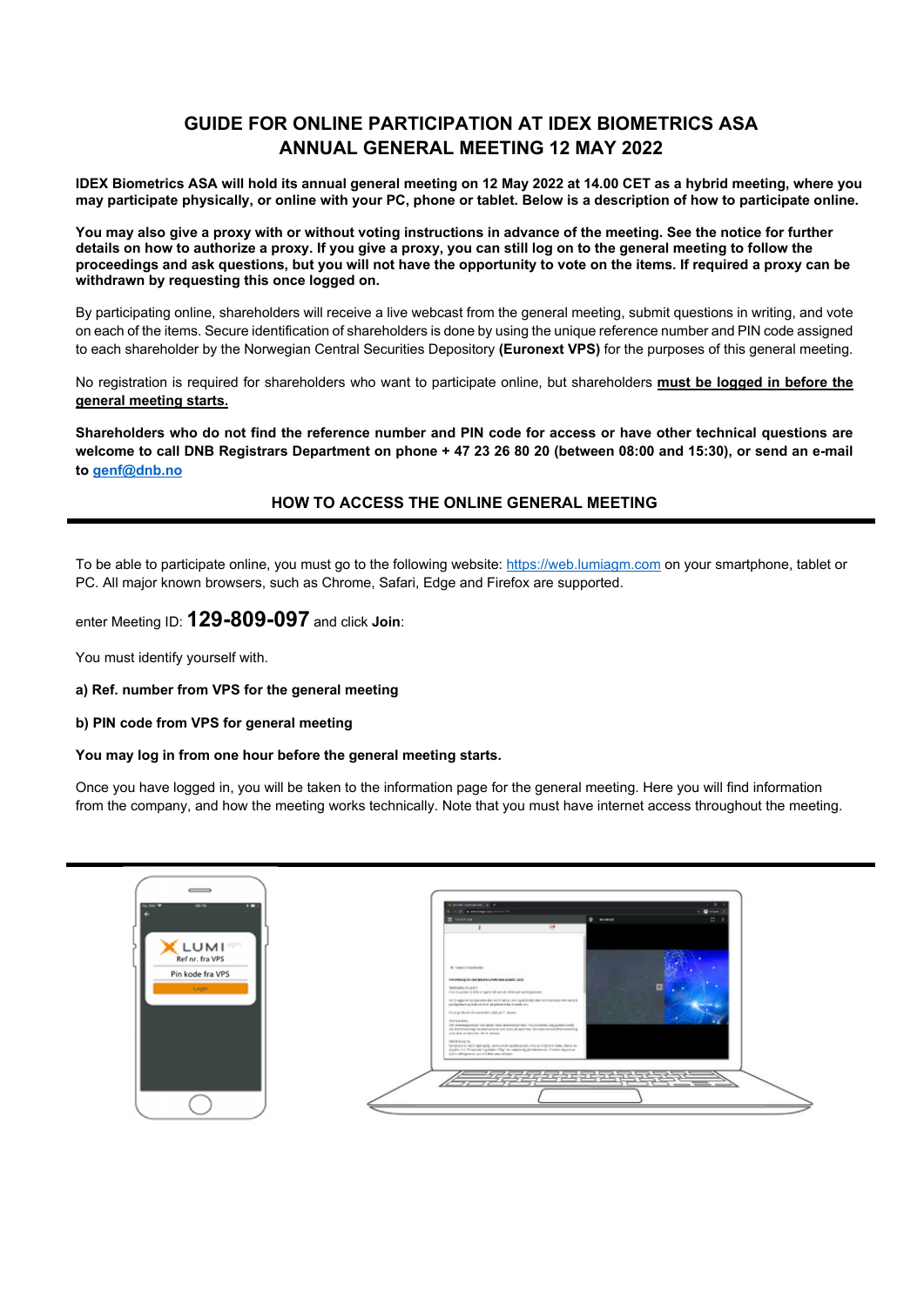# GUIDE FOR ONLINE PARTICIPATION AT IDEX BIOMETRICS ASA ANNUAL GENERAL MEETING 12 MAY 2022

**IDEX Biometrics ASA will hold its annual general meeting on 12 May 2022 at 14.00 CET as a hybrid meeting, where you may participate physically, or online with your PC, phone or tablet. Below is a description of how to participate online.**

**You may also give a proxy with or without voting instructions in advance of the meeting. See the notice for further details on how to authorize a proxy. If you give a proxy, you can still log on to the general meeting to follow the proceedings and ask questions, but you will not have the opportunity to vote on the items. If required a proxy can be withdrawn by requesting this once logged on.**

By participating online, shareholders will receive a live webcast from the general meeting, submit questions in writing, and vote on each of the items. Secure identification of shareholders is done by using the unique reference number and PIN code assigned to each shareholder by the Norwegian Central Securities Depository **(Euronext VPS)** for the purposes of this general meeting.

No registration is required for shareholders who want to participate online, but shareholders **must be logged in before the general meeting starts.**

**Shareholders who do not find the reference number and PIN code for access or have other technical questions are welcome to call DNB Registrars Department on phone + 47 23 26 80 20 (between 08:00 and 15:30), or send an e-mail to genf@dnb.no**

## HOW TO ACCESS THE ONLINE GENERAL MEETING

To be able to participate online, you must go to the following website: https://web.lumiagm.com on your smartphone, tablet or PC. All major known browsers, such as Chrome, Safari, Edge and Firefox are supported.

enter Meeting ID: **129-809-097** and click **Join**:

You must identify yourself with.

**a) Ref. number from VPS for the general meeting**

**b) PIN code from VPS for general meeting**

**You may log in from one hour before the general meeting starts.**

Once you have logged in, you will be taken to the information page for the general meeting. Here you will find information from the company, and how the meeting works technically. Note that you must have internet access throughout the meeting.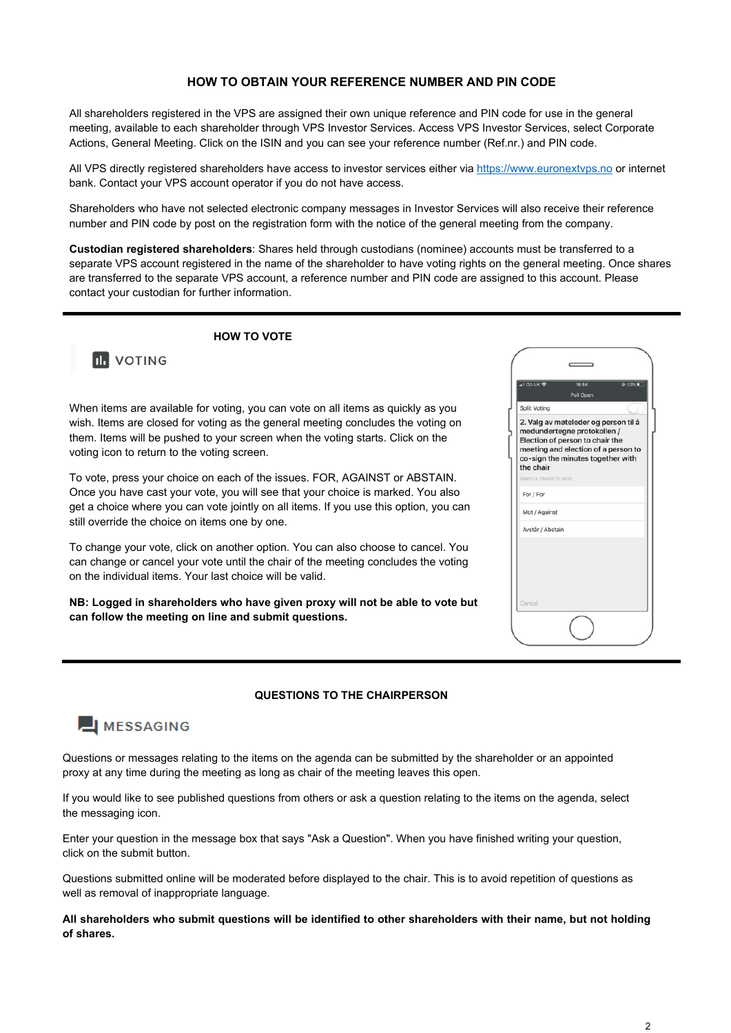## HOW TO OBTAIN YOUR REFERENCE NUMBER AND PIN CODE

All shareholders registered in the VPS are assigned their own unique reference and PIN code for use in the general meeting, available to each shareholder through VPS Investor Services. Access VPS Investor Services, select Corporate Actions, General Meeting. Click on the ISIN and you can see your reference number (Ref.nr.) and PIN code.

All VPS directly registered shareholders have access to investor services either via https://www.euronextvps.no or internet bank. Contact your VPS account operator if you do not have access.

Shareholders who have not selected electronic company messages in Investor Services will also receive their reference number and PIN code by post on the registration form with the notice of the general meeting from the company.

**Custodian registered shareholders**: Shares held through custodians (nominee) accounts must be transferred to a separate VPS account registered in the name of the shareholder to have voting rights on the general meeting. Once shares are transferred to the separate VPS account, a reference number and PIN code are assigned to this account. Please contact your custodian for further information.

## HOW TO VOTE

VOTING

When items are available for voting, you can vote on all items as quickly as you wish. Items are closed for voting as the general meeting concludes the voting on them. Items will be pushed to your screen when the voting starts. Click on the voting icon to return to the voting screen.

To vote, press your choice on each of the issues. FOR, AGAINST or ABSTAIN. Once you have cast your vote, you will see that your choice is marked. You also get a choice where you can vote jointly on all items. If you use this option, you can still override the choice on items one by one.

To change your vote, click on another option. You can also choose to cancel. You can change or cancel your vote until the chair of the meeting concludes the voting on the individual items. Your last choice will be valid.

**NB: Logged in shareholders who have given proxy will not be able to vote but can follow the meeting on line and submit questions.**

Poll Open

Split Voting

2. Valg av møteleder og person til å medundertegne protokollen / Election of person to chair the meeting and election of a person to co-sign the minutes together with the chair

Select a choice to send

For / For

Mot / Against

Avstår / Abstain

Cancel

## QUESTIONS TO THE CHAIRPERSON

MESSAGING

Questions or messages relating to the items on the agenda can be submitted by the shareholder or an appointed proxy at any time during the meeting as long as chair of the meeting leaves this open.

If you would like to see published questions from others or ask a question relating to the items on the agenda, select the messaging icon.

Enter your question in the message box that says "Ask a Question". When you have finished writing your question, click on the submit button.

Questions submitted online will be moderated before displayed to the chair. This is to avoid repetition of questions as well as removal of inappropriate language.

**All shareholders who submit questions will be identified to other shareholders with their name, but not holding of shares.**